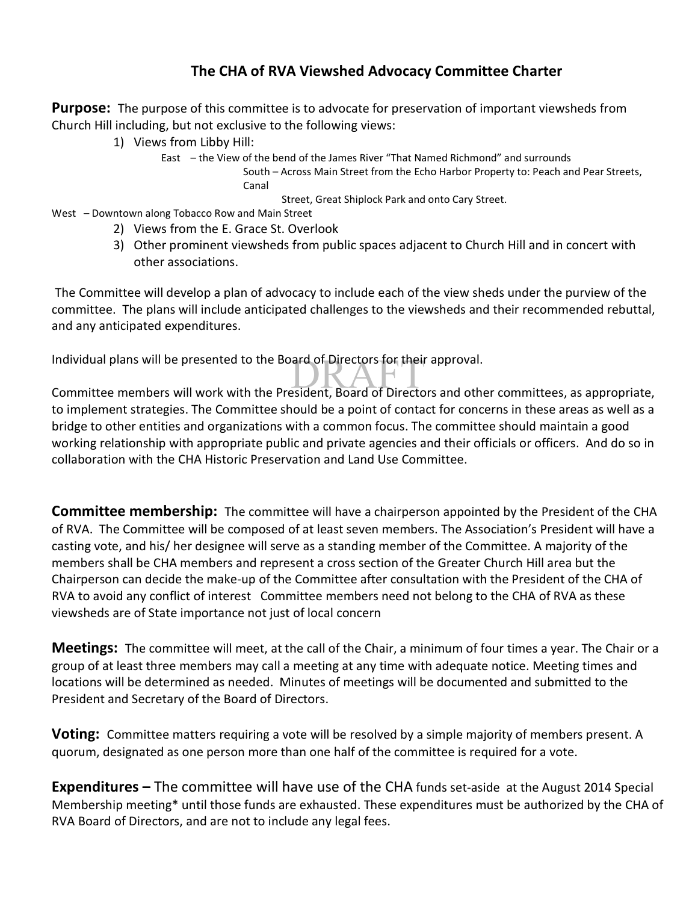# The CHA of RVA Viewshed Advocacy Committee Charter

**Purpose:** The purpose of this committee is to advocate for preservation of important viewsheds from Church Hill including, but not exclusive to the following views:

1) Views from Libby Hill:
   - East – the View of the bend of the James River "That Named Richmond" and surrounds
   - South – Across Main Street from the Echo Harbor Property to: Peach and Pear Streets, Canal Street, Great Shiplock Park and onto Cary Street.
   - West – Downtown along Tobacco Row and Main Street
2) Views from the E. Grace St. Overlook
3) Other prominent viewsheds from public spaces adjacent to Church Hill and in concert with other associations.

The Committee will develop a plan of advocacy to include each of the view sheds under the purview of the committee. The plans will include anticipated challenges to the viewsheds and their recommended rebuttal, and any anticipated expenditures.

Individual plans will be presented to the Board of Directors for their approval.

Committee members will work with the President, Board of Directors and other committees, as appropriate, to implement strategies. The Committee should be a point of contact for concerns in these areas as well as a bridge to other entities and organizations with a common focus. The committee should maintain a good working relationship with appropriate public and private agencies and their officials or officers. And do so in collaboration with the CHA Historic Preservation and Land Use Committee.

**Committee membership:** The committee will have a chairperson appointed by the President of the CHA of RVA. The Committee will be composed of at least seven members. The Association's President will have a casting vote, and his/ her designee will serve as a standing member of the Committee. A majority of the members shall be CHA members and represent a cross section of the Greater Church Hill area but the Chairperson can decide the make-up of the Committee after consultation with the President of the CHA of RVA to avoid any conflict of interest Committee members need not belong to the CHA of RVA as these viewsheds are of State importance not just of local concern

**Meetings:** The committee will meet, at the call of the Chair, a minimum of four times a year. The Chair or a group of at least three members may call a meeting at any time with adequate notice. Meeting times and locations will be determined as needed. Minutes of meetings will be documented and submitted to the President and Secretary of the Board of Directors.

**Voting:** Committee matters requiring a vote will be resolved by a simple majority of members present. A quorum, designated as one person more than one half of the committee is required for a vote.

**Expenditures –** The committee will have use of the CHA funds set-aside at the August 2014 Special Membership meeting* until those funds are exhausted. These expenditures must be authorized by the CHA of RVA Board of Directors, and are not to include any legal fees.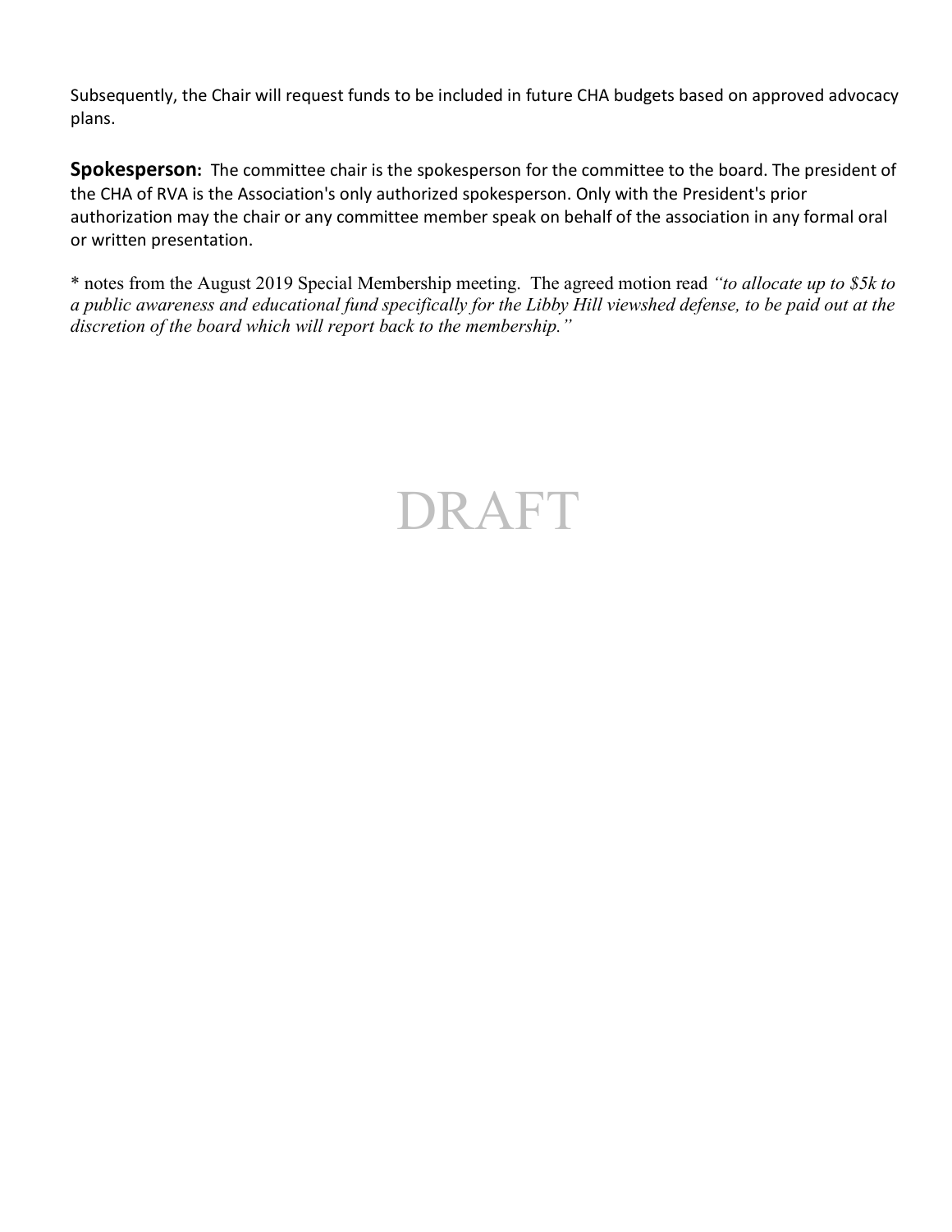Subsequently, the Chair will request funds to be included in future CHA budgets based on approved advocacy plans.

**Spokesperson:** The committee chair is the spokesperson for the committee to the board. The president of the CHA of RVA is the Association's only authorized spokesperson. Only with the President's prior authorization may the chair or any committee member speak on behalf of the association in any formal oral or written presentation.

* notes from the August 2019 Special Membership meeting. The agreed motion read *"to allocate up to $5k to a public awareness and educational fund specifically for the Libby Hill viewshed defense, to be paid out at the discretion of the board which will report back to the membership."*

DRAFT